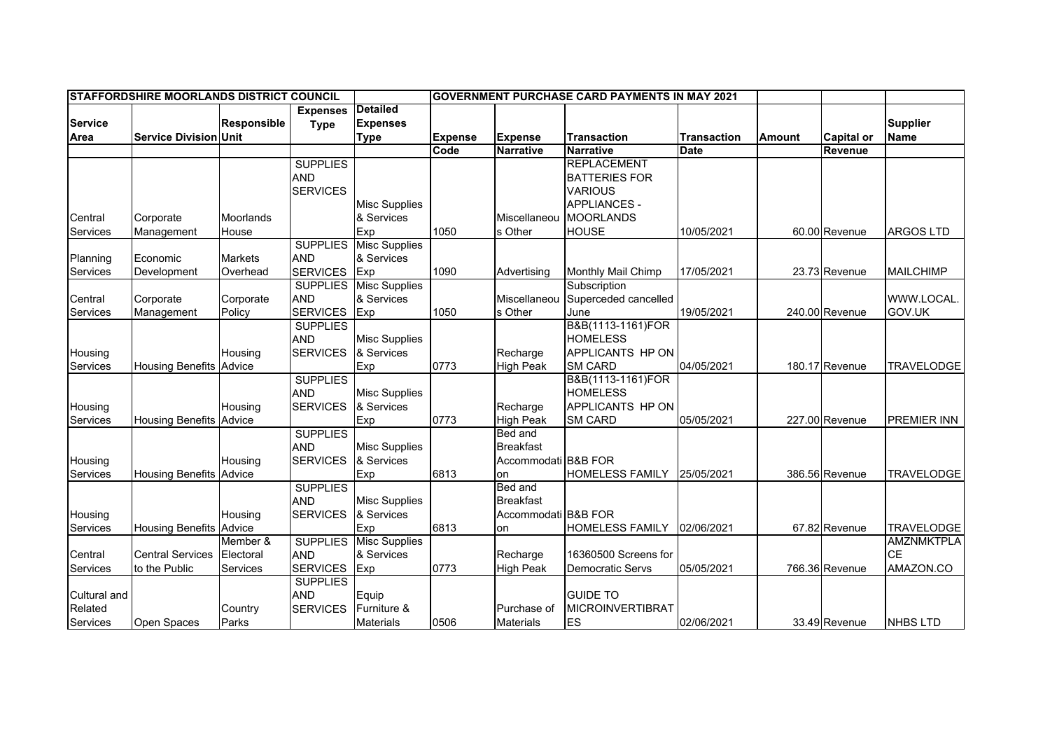| STAFFORDSHIRE MOORLANDS DISTRICT COUNCIL | | | | | GOVERNMENT PURCHASE CARD PAYMENTS IN MAY 2021 | | | | | | |
|---|---|---|---|---|---|---|---|---|---|---|---|
| Service Area | Service Division | Responsible Unit | Expenses Type | Detailed Expenses Type | Expense Code | Expense Narrative | Transaction Narrative | Transaction Date | Amount | Capital or Revenue | Supplier Name |
| Central Services | Corporate Management | Moorlands House | SUPPLIES AND SERVICES | Misc Supplies & Services Exp | 1050 | Miscellaneous Other | REPLACEMENT BATTERIES FOR VARIOUS APPLIANCES - MOORLANDS HOUSE | 10/05/2021 | 60.00 | Revenue | ARGOS LTD |
| Planning Services | Economic Development | Markets Overhead | SUPPLIES AND SERVICES | Misc Supplies & Services Exp | 1090 | Advertising | Monthly Mail Chimp | 17/05/2021 | 23.73 | Revenue | MAILCHIMP |
| Central Services | Corporate Management | Corporate Policy | SUPPLIES AND SERVICES | Misc Supplies & Services Exp | 1050 | Miscellaneous Other | Subscription Superceded cancelled June | 19/05/2021 | 240.00 | Revenue | WWW.LOCAL.GOV.UK |
| Housing Services | Housing Benefits | Housing Advice | SUPPLIES AND SERVICES | Misc Supplies & Services Exp | 0773 | Recharge High Peak | B&B(1113-1161)FOR HOMELESS APPLICANTS HP ON SM CARD | 04/05/2021 | 180.17 | Revenue | TRAVELODGE |
| Housing Services | Housing Benefits | Housing Advice | SUPPLIES AND SERVICES | Misc Supplies & Services Exp | 0773 | Recharge High Peak | B&B(1113-1161)FOR HOMELESS APPLICANTS HP ON SM CARD | 05/05/2021 | 227.00 | Revenue | PREMIER INN |
| Housing Services | Housing Benefits | Housing Advice | SUPPLIES AND SERVICES | Misc Supplies & Services Exp | 6813 | Bed and Breakfast Accommodation | B&B FOR HOMELESS FAMILY | 25/05/2021 | 386.56 | Revenue | TRAVELODGE |
| Housing Services | Housing Benefits | Housing Advice | SUPPLIES AND SERVICES | Misc Supplies & Services Exp | 6813 | Bed and Breakfast Accommodation | B&B FOR HOMELESS FAMILY | 02/06/2021 | 67.82 | Revenue | TRAVELODGE |
| Central Services | Central Services to the Public | Member & Electoral Services | SUPPLIES AND SERVICES | Misc Supplies & Services Exp | 0773 | Recharge High Peak | 16360500 Screens for Democratic Servs | 05/05/2021 | 766.36 | Revenue | AMZNMKTPLACE AMAZON.CO |
| Cultural and Related Services | Open Spaces | Country Parks | SUPPLIES AND SERVICES | Equip Furniture & Materials | 0506 | Purchase of Materials | GUIDE TO MICROINVERTIBRATES | 02/06/2021 | 33.49 | Revenue | NHBS LTD |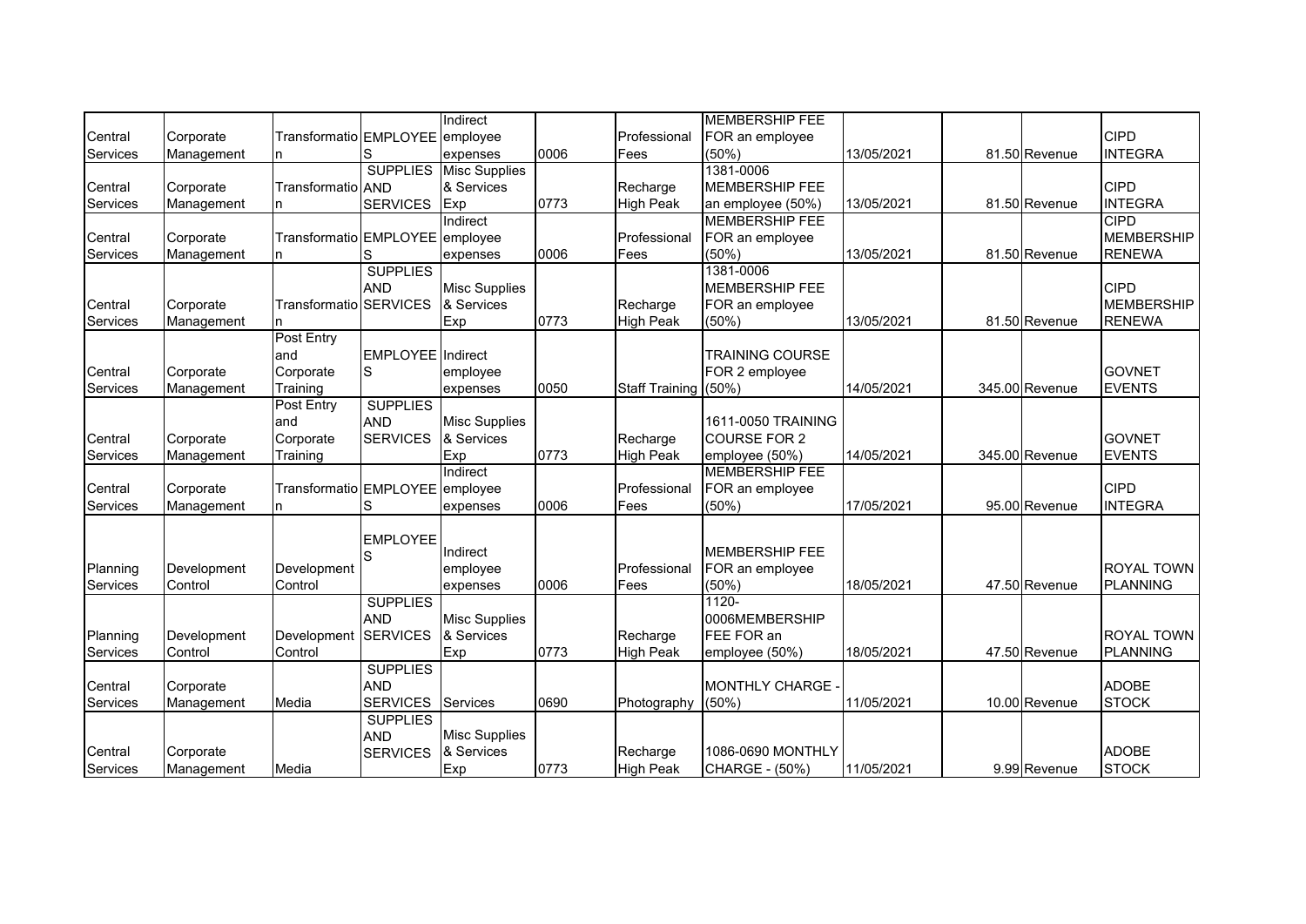| | | | | | | | | | | | |
|---|---|---|---|---|---|---|---|---|---|---|---|
| Central Services | Corporate Management | Transformation | EMPLOYEES | Indirect employee expenses | 0006 | Professional Fees | MEMBERSHIP FEE FOR an employee (50%) | 13/05/2021 | 81.50 | Revenue | CIPD INTEGRA |
| Central Services | Corporate Management | Transformation | SUPPLIES AND SERVICES | Misc Supplies & Services Exp | 0773 | Recharge High Peak | 1381-0006 MEMBERSHIP FEE an employee (50%) | 13/05/2021 | 81.50 | Revenue | CIPD INTEGRA |
| Central Services | Corporate Management | Transformation | EMPLOYEES | Indirect employee expenses | 0006 | Professional Fees | MEMBERSHIP FEE FOR an employee (50%) | 13/05/2021 | 81.50 | Revenue | CIPD MEMBERSHIP RENEWA |
| Central Services | Corporate Management | Transformation | SUPPLIES AND SERVICES | Misc Supplies & Services Exp | 0773 | Recharge High Peak | 1381-0006 MEMBERSHIP FEE FOR an employee (50%) | 13/05/2021 | 81.50 | Revenue | CIPD MEMBERSHIP RENEWA |
| Central Services | Corporate Management | Post Entry and Corporate Training | EMPLOYEES | Indirect employee expenses | 0050 | Staff Training | TRAINING COURSE FOR 2 employee (50%) | 14/05/2021 | 345.00 | Revenue | GOVNET EVENTS |
| Central Services | Corporate Management | Post Entry and Corporate Training | SUPPLIES AND SERVICES | Misc Supplies & Services Exp | 0773 | Recharge High Peak | 1611-0050 TRAINING COURSE FOR 2 employee (50%) | 14/05/2021 | 345.00 | Revenue | GOVNET EVENTS |
| Central Services | Corporate Management | Transformation | EMPLOYEES | Indirect employee expenses | 0006 | Professional Fees | MEMBERSHIP FEE FOR an employee (50%) | 17/05/2021 | 95.00 | Revenue | CIPD INTEGRA |
| Planning Services | Development Control | Development Control | EMPLOYEES | Indirect employee expenses | 0006 | Professional Fees | MEMBERSHIP FEE FOR an employee (50%) | 18/05/2021 | 47.50 | Revenue | ROYAL TOWN PLANNING |
| Planning Services | Development Control | Development Control | SUPPLIES AND SERVICES | Misc Supplies & Services Exp | 0773 | Recharge High Peak | 1120-0006MEMBERSHIP FEE FOR an employee (50%) | 18/05/2021 | 47.50 | Revenue | ROYAL TOWN PLANNING |
| Central Services | Corporate Management | Media | SUPPLIES AND SERVICES | Services | 0690 | Photography | MONTHLY CHARGE - (50%) | 11/05/2021 | 10.00 | Revenue | ADOBE STOCK |
| Central Services | Corporate Management | Media | SUPPLIES AND SERVICES | Misc Supplies & Services Exp | 0773 | Recharge High Peak | 1086-0690 MONTHLY CHARGE - (50%) | 11/05/2021 | 9.99 | Revenue | ADOBE STOCK |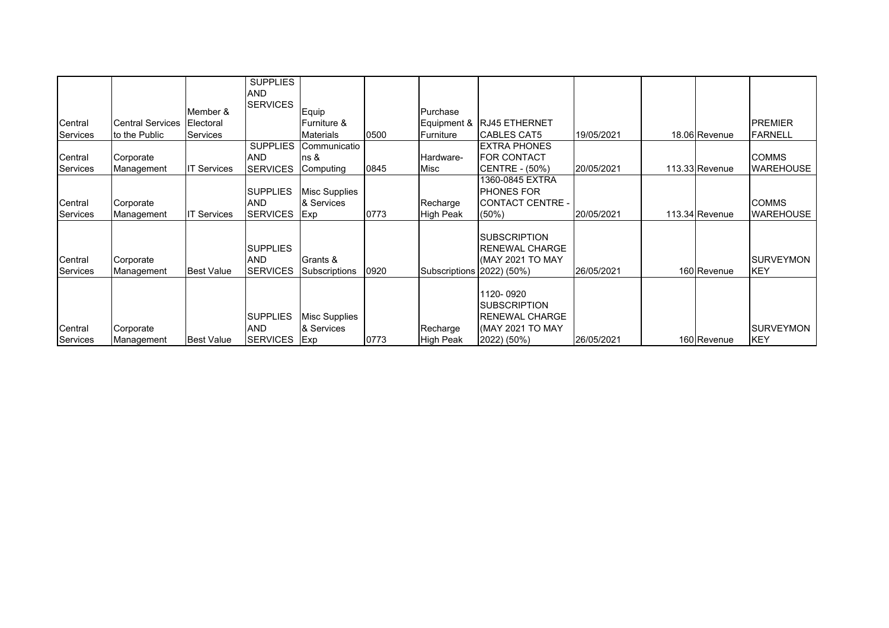| | | | | | | | | | | | |
|---|---|---|---|---|---|---|---|---|---|---|---|
| Central Services | Central Services to the Public | Member & Electoral Services | SUPPLIES AND SERVICES | Equip Furniture & Materials | 0500 | Purchase Equipment & Furniture | RJ45 ETHERNET CABLES CAT5 | 19/05/2021 | 18.06 | Revenue | PREMIER FARNELL |
| Central Services | Corporate Management | IT Services | SUPPLIES AND SERVICES | Communications & Computing | 0845 | Hardware-Misc | EXTRA PHONES FOR CONTACT CENTRE - (50%) | 20/05/2021 | 113.33 | Revenue | COMMS WAREHOUSE |
| Central Services | Corporate Management | IT Services | SUPPLIES AND SERVICES | Misc Supplies & Services Exp | 0773 | Recharge High Peak | 1360-0845 EXTRA PHONES FOR CONTACT CENTRE - (50%) | 20/05/2021 | 113.34 | Revenue | COMMS WAREHOUSE |
| Central Services | Corporate Management | Best Value | SUPPLIES AND SERVICES | Grants & Subscriptions | 0920 | Subscriptions | SUBSCRIPTION RENEWAL CHARGE (MAY 2021 TO MAY 2022) (50%) | 26/05/2021 | 160 | Revenue | SURVEYMONKEY |
| Central Services | Corporate Management | Best Value | SUPPLIES AND SERVICES | Misc Supplies & Services Exp | 0773 | Recharge High Peak | 1120- 0920 SUBSCRIPTION RENEWAL CHARGE (MAY 2021 TO MAY 2022) (50%) | 26/05/2021 | 160 | Revenue | SURVEYMONKEY |